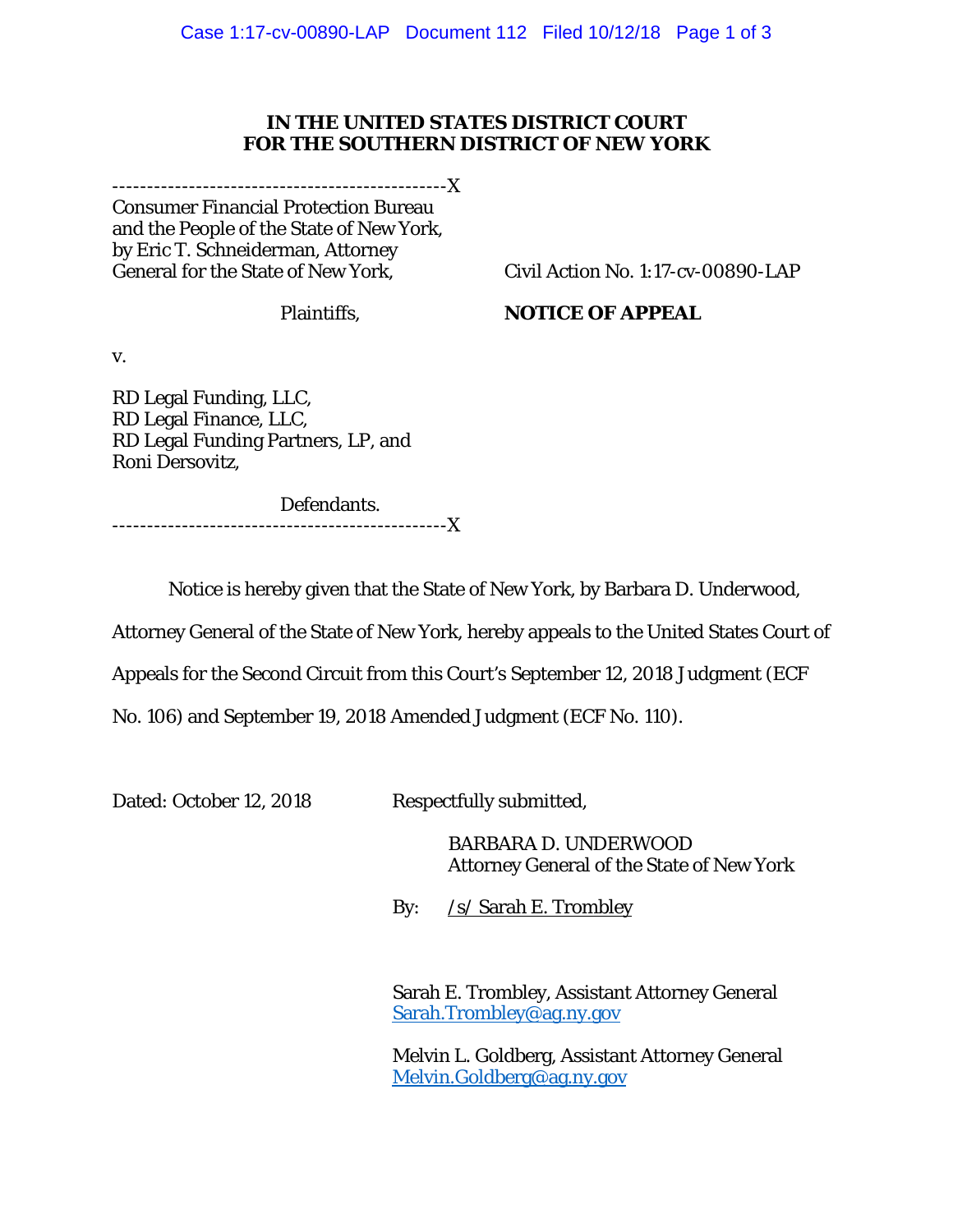**IN THE UNITED STATES DISTRICT COURT**
**FOR THE SOUTHERN DISTRICT OF NEW YORK**

-----------------------------------------------X

Consumer Financial Protection Bureau and the People of the State of New York, by Eric T. Schneiderman, Attorney General for the State of New York,

Plaintiffs,

v.

RD Legal Funding, LLC,
RD Legal Finance, LLC,
RD Legal Funding Partners, LP, and
Roni Dersovitz,

Defendants.

-----------------------------------------------X

Civil Action No. 1:17-cv-00890-LAP

**NOTICE OF APPEAL**

Notice is hereby given that the State of New York, by Barbara D. Underwood, Attorney General of the State of New York, hereby appeals to the United States Court of Appeals for the Second Circuit from this Court's September 12, 2018 Judgment (ECF No. 106) and September 19, 2018 Amended Judgment (ECF No. 110).

Dated: October 12, 2018

Respectfully submitted,

BARBARA D. UNDERWOOD
Attorney General of the State of New York

By: /s/ Sarah E. Trombley

Sarah E. Trombley, Assistant Attorney General
Sarah.Trombley@ag.ny.gov

Melvin L. Goldberg, Assistant Attorney General
Melvin.Goldberg@ag.ny.gov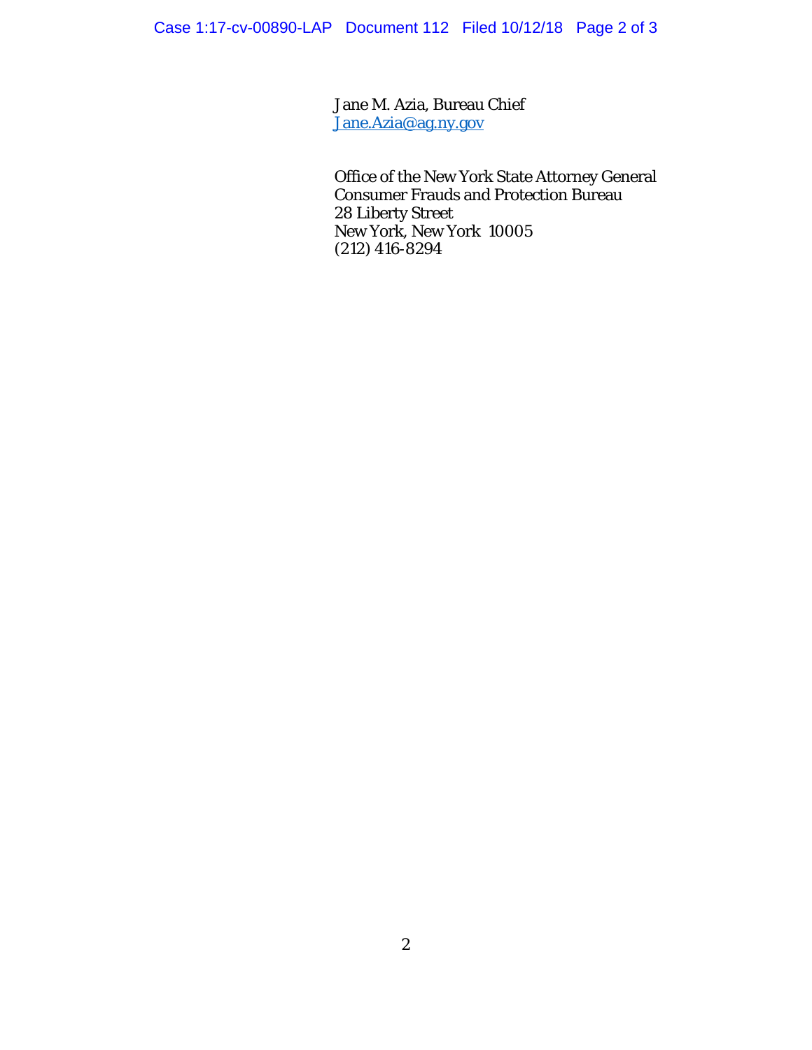Jane M. Azia, Bureau Chief
Jane.Azia@ag.ny.gov

Office of the New York State Attorney General
Consumer Frauds and Protection Bureau
28 Liberty Street
New York, New York 10005
(212) 416-8294